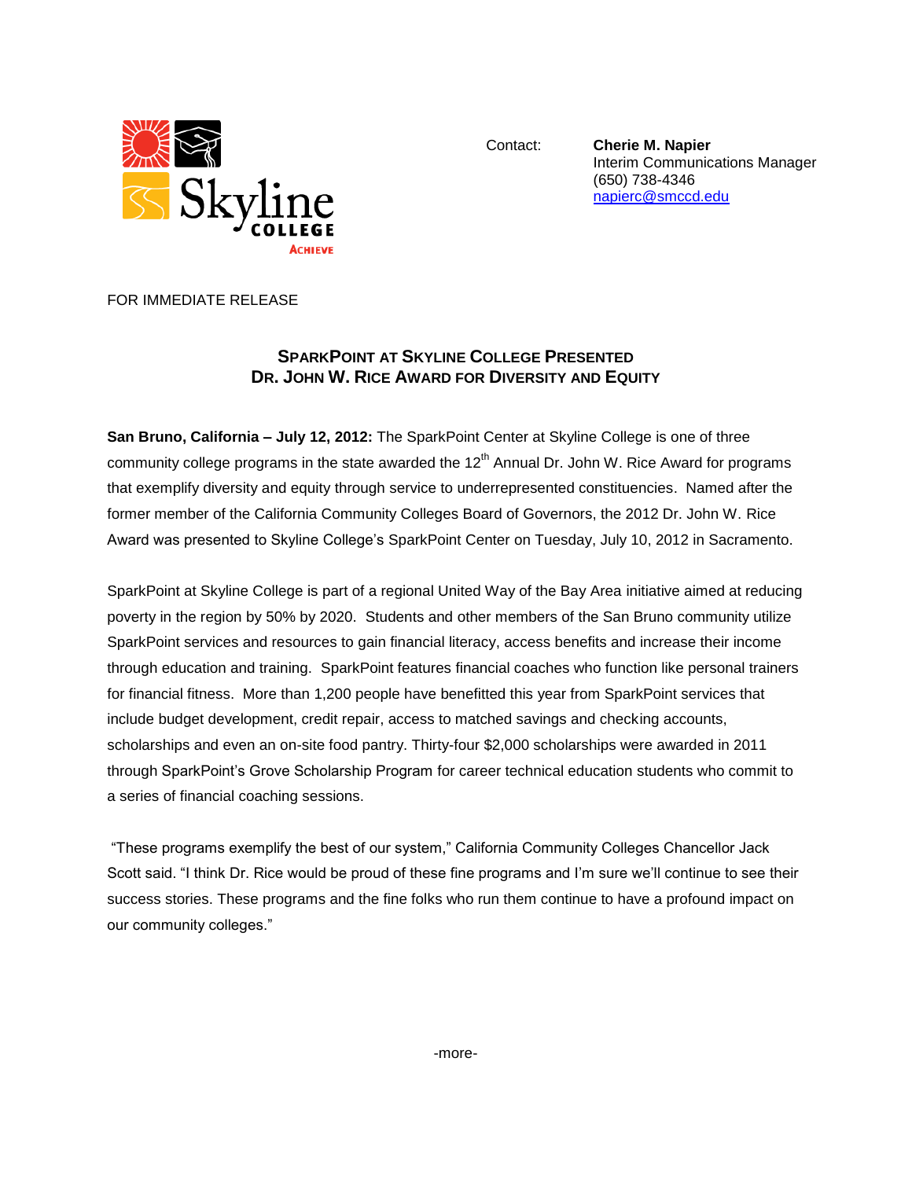Contact: **Cherie M. Napier**
Interim Communications Manager
(650) 738-4346
napierc@smccd.edu

FOR IMMEDIATE RELEASE

## SparkPoint at Skyline College Presented Dr. John W. Rice Award for Diversity and Equity

**San Bruno, California – July 12, 2012:** The SparkPoint Center at Skyline College is one of three community college programs in the state awarded the 12th Annual Dr. John W. Rice Award for programs that exemplify diversity and equity through service to underrepresented constituencies. Named after the former member of the California Community Colleges Board of Governors, the 2012 Dr. John W. Rice Award was presented to Skyline College's SparkPoint Center on Tuesday, July 10, 2012 in Sacramento.

SparkPoint at Skyline College is part of a regional United Way of the Bay Area initiative aimed at reducing poverty in the region by 50% by 2020. Students and other members of the San Bruno community utilize SparkPoint services and resources to gain financial literacy, access benefits and increase their income through education and training. SparkPoint features financial coaches who function like personal trainers for financial fitness. More than 1,200 people have benefitted this year from SparkPoint services that include budget development, credit repair, access to matched savings and checking accounts, scholarships and even an on-site food pantry. Thirty-four $2,000 scholarships were awarded in 2011 through SparkPoint's Grove Scholarship Program for career technical education students who commit to a series of financial coaching sessions.

"These programs exemplify the best of our system," California Community Colleges Chancellor Jack Scott said. "I think Dr. Rice would be proud of these fine programs and I'm sure we'll continue to see their success stories. These programs and the fine folks who run them continue to have a profound impact on our community colleges."

-more-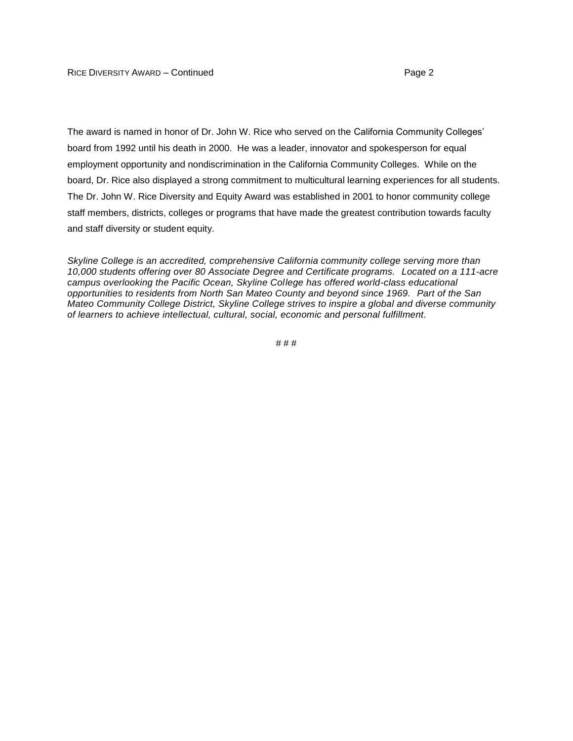The award is named in honor of Dr. John W. Rice who served on the California Community Colleges' board from 1992 until his death in 2000. He was a leader, innovator and spokesperson for equal employment opportunity and nondiscrimination in the California Community Colleges. While on the board, Dr. Rice also displayed a strong commitment to multicultural learning experiences for all students. The Dr. John W. Rice Diversity and Equity Award was established in 2001 to honor community college staff members, districts, colleges or programs that have made the greatest contribution towards faculty and staff diversity or student equity.

*Skyline College is an accredited, comprehensive California community college serving more than 10,000 students offering over 80 Associate Degree and Certificate programs. Located on a 111-acre campus overlooking the Pacific Ocean, Skyline College has offered world-class educational opportunities to residents from North San Mateo County and beyond since 1969. Part of the San Mateo Community College District, Skyline College strives to inspire a global and diverse community of learners to achieve intellectual, cultural, social, economic and personal fulfillment.*

# # #